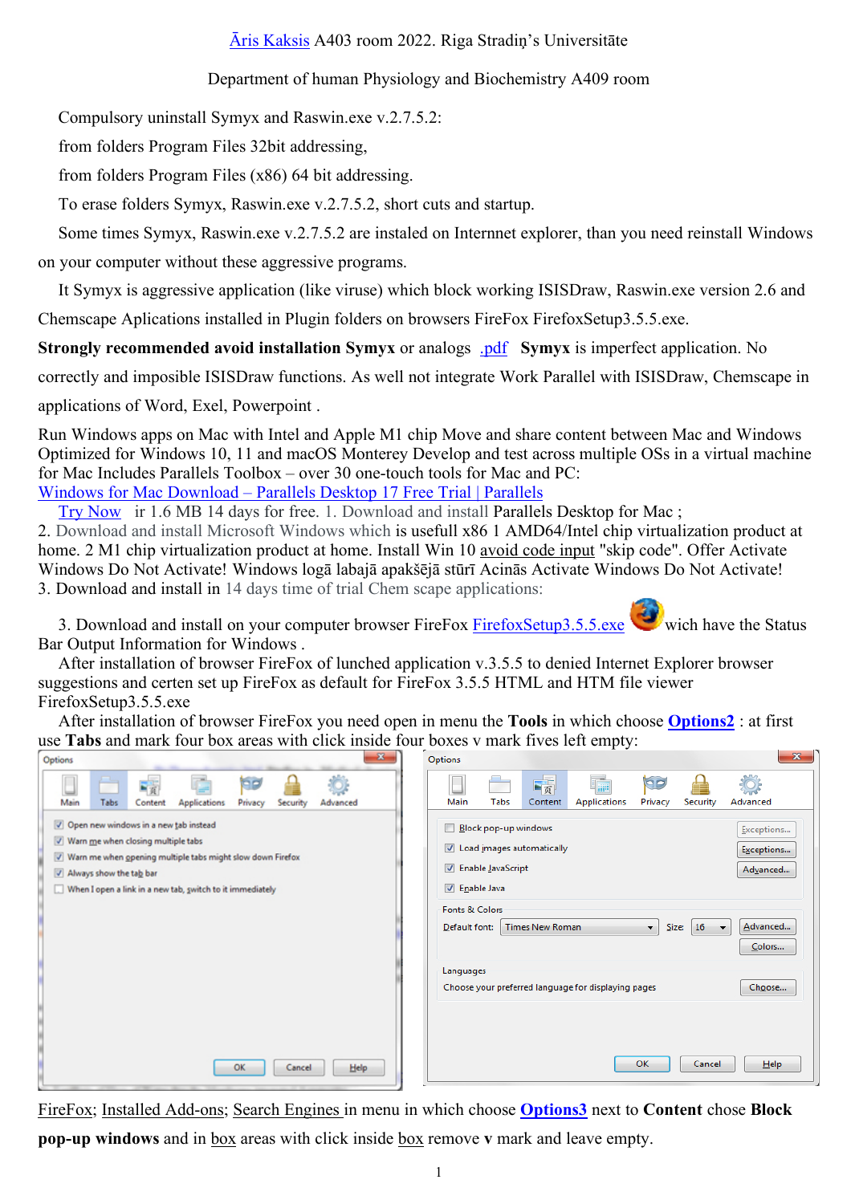[Āris Kaksis](#) A403 room 2022. Riga Stradiņ's Universitāte

Department of human Physiology and Biochemistry A409 room

Compulsory uninstall Symyx and Raswin.exe v.2.7.5.2:

from folders Program Files 32bit addressing,

from folders Program Files (x86) 64 bit addressing.

To erase folders Symyx, Raswin.exe v.2.7.5.2, short cuts and startup.

Some times Symyx, Raswin.exe v.2.7.5.2 are instaled on Internnet explorer, than you need reinstall Windows on your computer without these aggressive programs.

It Symyx is aggressive application (like viruse) which block working ISISDraw, Raswin.exe version 2.6 and Chemscape Aplications installed in Plugin folders on browsers FireFox FirefoxSetup3.5.5.exe.

**Strongly recommended avoid installation Symyx** or analogs [.pdf](#) **Symyx** is imperfect application. No correctly and imposible ISISDraw functions. As well not integrate Work Parallel with ISISDraw, Chemscape in applications of Word, Exel, Powerpoint .

Run Windows apps on Mac with Intel and Apple M1 chip Move and share content between Mac and Windows Optimized for Windows 10, 11 and macOS Monterey Develop and test across multiple OSs in a virtual machine for Mac Includes Parallels Toolbox – over 30 one-touch tools for Mac and PC:
[Windows for Mac Download – Parallels Desktop 17 Free Trial | Parallels](#)

[Try Now](#) ir 1.6 MB 14 days for free. 1. Download and install Parallels Desktop for Mac ;
2. Download and install Microsoft Windows which is usefull x86 1 AMD64/Intel chip virtualization product at home. 2 M1 chip virtualization product at home. Install Win 10 avoid code input "skip code". Offer Activate Windows Do Not Activate! Windows logā labajā apakšējā stūrī Acinās Activate Windows Do Not Activate!
3. Download and install in 14 days time of trial Chem scape applications:

3. Download and install on your computer browser FireFox [FirefoxSetup3.5.5.exe](#) wich have the Status Bar Output Information for Windows .

After installation of browser FireFox of lunched application v.3.5.5 to denied Internet Explorer browser suggestions and certen set up FireFox as default for FireFox 3.5.5 HTML and HTM file viewer FirefoxSetup3.5.5.exe

After installation of browser FireFox you need open in menu the **Tools** in which choose [**Options2**](#) : at first use **Tabs** and mark four box areas with click inside four boxes v mark fives left empty:

Options

Main | Tabs | Content | Applications | Privacy | Security | Advanced

- [x] Open new windows in a new tab instead
- [x] Warn me when closing multiple tabs
- [x] Warn me when opening multiple tabs might slow down Firefox
- [x] Always show the tab bar
- [ ] When I open a link in a new tab, switch to it immediately

OK | Cancel | Help

Options

Main | Tabs | Content | Applications | Privacy | Security | Advanced

- [ ] Block pop-up windows — Exceptions...
- [x] Load images automatically — Exceptions...
- [x] Enable JavaScript — Advanced...
- [x] Enable Java

Fonts & Colors

Default font: Times New Roman — Size: 16 — Advanced... — Colors...

Languages

Choose your preferred language for displaying pages — Choose...

OK | Cancel | Help

[FireFox](#); [Installed Add-ons](#); [Search Engines](#) in menu in which choose [**Options3**](#) next to **Content** chose **Block pop-up windows** and in box areas with click inside box remove **v** mark and leave empty.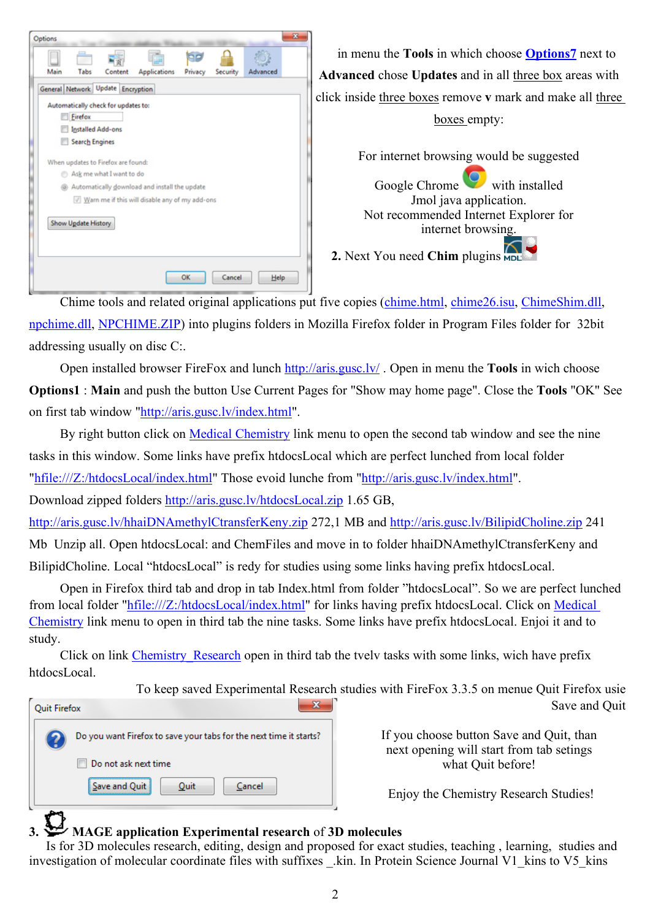in menu the **Tools** in which choose **Options7** next to **Advanced** chose **Updates** and in all three box areas with click inside three boxes remove **v** mark and make all three boxes empty:

For internet browsing would be suggested Google Chrome with installed Jmol java application. Not recommended Internet Explorer for internet browsing.

**2.** Next You need **Chim** plugins

Chime tools and related original applications put five copies (chime.html, chime26.isu, ChimeShim.dll, npchime.dll, NPCHIME.ZIP) into plugins folders in Mozilla Firefox folder in Program Files folder for 32bit addressing usually on disc C:.

Open installed browser FireFox and lunch http://aris.gusc.lv/ . Open in menu the **Tools** in wich choose **Options1** : **Main** and push the button Use Current Pages for "Show may home page". Close the **Tools** "OK" See on first tab window "http://aris.gusc.lv/index.html".

By right button click on Medical Chemistry link menu to open the second tab window and see the nine tasks in this window. Some links have prefix htdocsLocal which are perfect lunched from local folder "hfile:///Z:/htdocsLocal/index.html" Those evoid lunche from "http://aris.gusc.lv/index.html".
Download zipped folders http://aris.gusc.lv/htdocsLocal.zip 1.65 GB, http://aris.gusc.lv/hhaiDNAmethylCtransferKeny.zip 272,1 MB and http://aris.gusc.lv/BilipidCholine.zip 241 Mb Unzip all. Open htdocsLocal: and ChemFiles and move in to folder hhaiDNAmethylCtransferKeny and BilipidCholine. Local "htdocsLocal" is redy for studies using some links having prefix htdocsLocal.

Open in Firefox third tab and drop in tab Index.html from folder "htdocsLocal". So we are perfect lunched from local folder "hfile:///Z:/htdocsLocal/index.html" for links having prefix htdocsLocal. Click on Medical Chemistry link menu to open in third tab the nine tasks. Some links have prefix htdocsLocal. Enjoi it and to study.

Click on link Chemistry_Research open in third tab the tvelv tasks with some links, wich have prefix htdocsLocal.

To keep saved Experimental Research studies with FireFox 3.3.5 on menue Quit Firefox usie Save and Quit

If you choose button Save and Quit, than next opening will start from tab setings what Quit before!

Enjoy the Chemistry Research Studies!

**3.** **MAGE application Experimental research** of **3D molecules**

Is for 3D molecules research, editing, design and proposed for exact studies, teaching , learning, studies and investigation of molecular coordinate files with suffixes _.kin. In Protein Science Journal V1_kins to V5_kins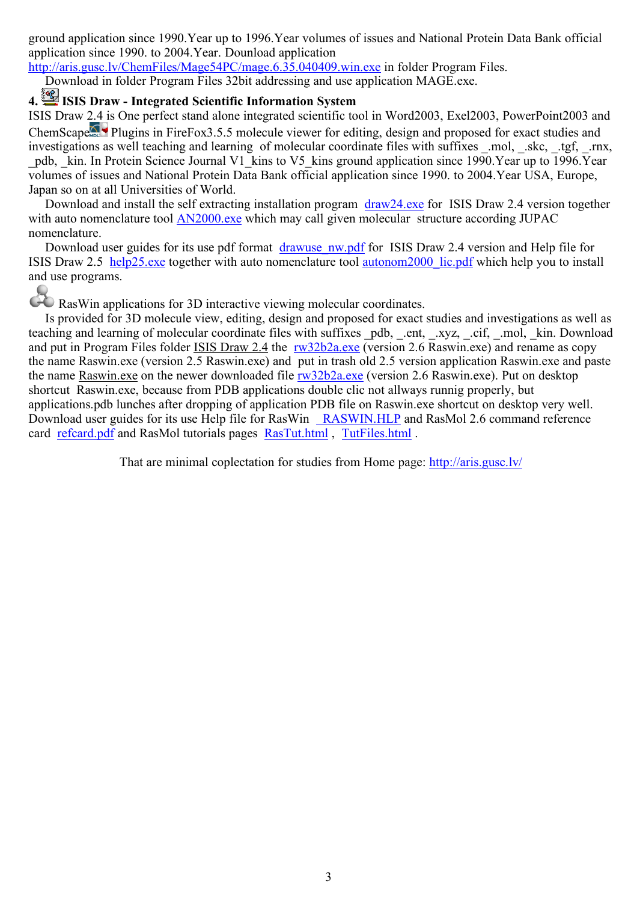ground application since 1990.Year up to 1996.Year volumes of issues and National Protein Data Bank official application since 1990. to 2004.Year. Dounload application http://aris.gusc.lv/ChemFiles/Mage54PC/mage.6.35.040409.win.exe in folder Program Files.

Download in folder Program Files 32bit addressing and use application MAGE.exe.

### 4. ISIS Draw - Integrated Scientific Information System

ISIS Draw 2.4 is One perfect stand alone integrated scientific tool in Word2003, Exel2003, PowerPoint2003 and ChemScape Plugins in FireFox3.5.5 molecule viewer for editing, design and proposed for exact studies and investigations as well teaching and learning of molecular coordinate files with suffixes _.mol, _.skc, _.tgf, _.rnx, _pdb, _kin. In Protein Science Journal V1_kins to V5_kins ground application since 1990.Year up to 1996.Year volumes of issues and National Protein Data Bank official application since 1990. to 2004.Year USA, Europe, Japan so on at all Universities of World.

Download and install the self extracting installation program draw24.exe for ISIS Draw 2.4 version together with auto nomenclature tool AN2000.exe which may call given molecular structure according JUPAC nomenclature.

Download user guides for its use pdf format drawuse_nw.pdf for ISIS Draw 2.4 version and Help file for ISIS Draw 2.5 help25.exe together with auto nomenclature tool autonom2000_lic.pdf which help you to install and use programs.

RasWin applications for 3D interactive viewing molecular coordinates.

Is provided for 3D molecule view, editing, design and proposed for exact studies and investigations as well as teaching and learning of molecular coordinate files with suffixes _pdb, _.ent, _.xyz, _.cif, _.mol, _kin. Download and put in Program Files folder ISIS Draw 2.4 the rw32b2a.exe (version 2.6 Raswin.exe) and rename as copy the name Raswin.exe (version 2.5 Raswin.exe) and put in trash old 2.5 version application Raswin.exe and paste the name Raswin.exe on the newer downloaded file rw32b2a.exe (version 2.6 Raswin.exe). Put on desktop shortcut Raswin.exe, because from PDB applications double clic not allways runnig properly, but applications.pdb lunches after dropping of application PDB file on Raswin.exe shortcut on desktop very well. Download user guides for its use Help file for RasWin _RASWIN.HLP and RasMol 2.6 command reference card refcard.pdf and RasMol tutorials pages RasTut.html , TutFiles.html .

That are minimal coplectation for studies from Home page: http://aris.gusc.lv/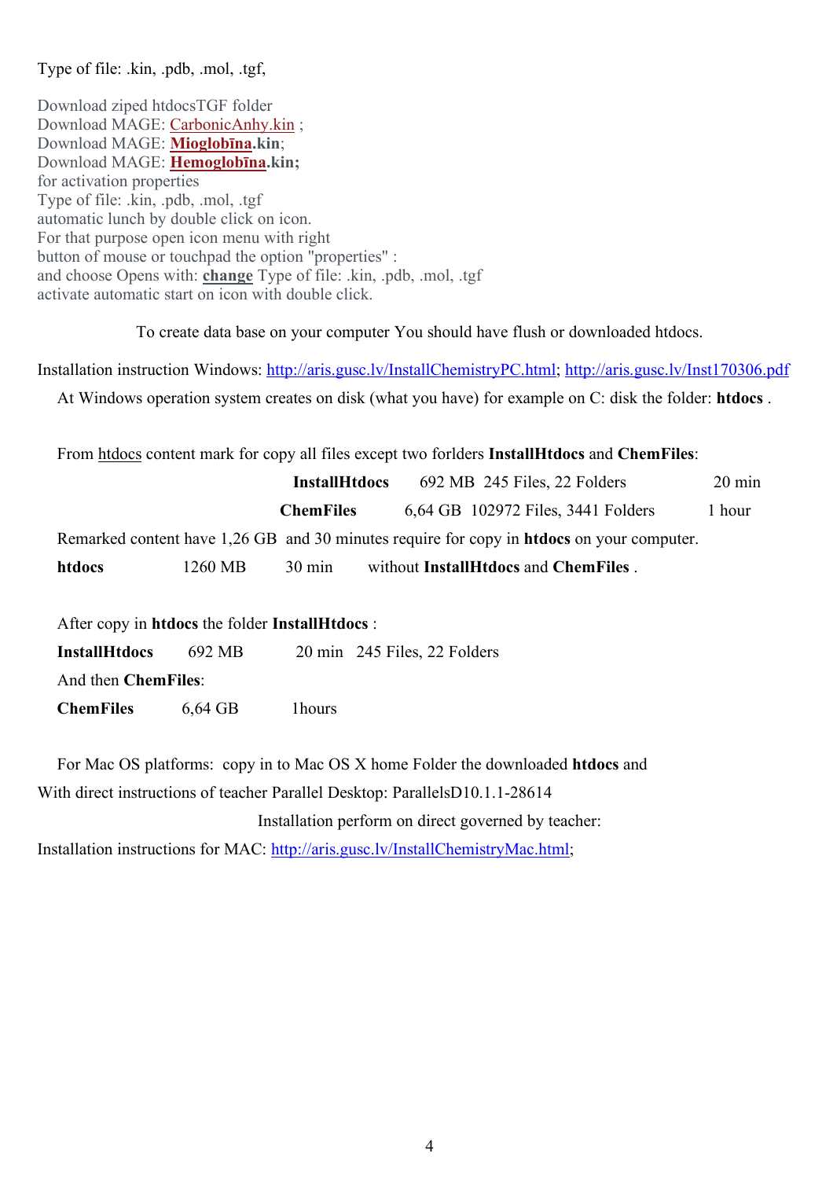Type of file: .kin, .pdb, .mol, .tgf,

Download ziped htdocsTGF folder
Download MAGE: CarbonicAnhy.kin ;
Download MAGE: **Mioglobīna.kin**;
Download MAGE: **Hemoglobīna.kin;**
for activation properties
Type of file: .kin, .pdb, .mol, .tgf
automatic lunch by double click on icon.
For that purpose open icon menu with right
button of mouse or touchpad the option "properties" :
and choose Opens with: **change** Type of file: .kin, .pdb, .mol, .tgf
activate automatic start on icon with double click.

To create data base on your computer You should have flush or downloaded htdocs.

Installation instruction Windows: http://aris.gusc.lv/InstallChemistryPC.html; http://aris.gusc.lv/Inst170306.pdf

At Windows operation system creates on disk (what you have) for example on C: disk the folder: **htdocs** .

From htdocs content mark for copy all files except two forlders **InstallHtdocs** and **ChemFiles**:

| | | | |
|---|---|---|---|
| **InstallHtdocs** | 692 MB | 245 Files, 22 Folders | 20 min |
| **ChemFiles** | 6,64 GB | 102972 Files, 3441 Folders | 1 hour |

Remarked content have 1,26 GB and 30 minutes require for copy in **htdocs** on your computer.

| | | | |
|---|---|---|---|
| **htdocs** | 1260 MB | 30 min | without **InstallHtdocs** and **ChemFiles** . |

After copy in **htdocs** the folder **InstallHtdocs** :

| | | | |
|---|---|---|---|
| **InstallHtdocs** | 692 MB | 20 min | 245 Files, 22 Folders |

And then **ChemFiles**:

| | | |
|---|---|---|
| **ChemFiles** | 6,64 GB | 1hours |

For Mac OS platforms: copy in to Mac OS X home Folder the downloaded **htdocs** and
With direct instructions of teacher Parallel Desktop: ParallelsD10.1.1-28614

Installation perform on direct governed by teacher:

Installation instructions for MAC: http://aris.gusc.lv/InstallChemistryMac.html;